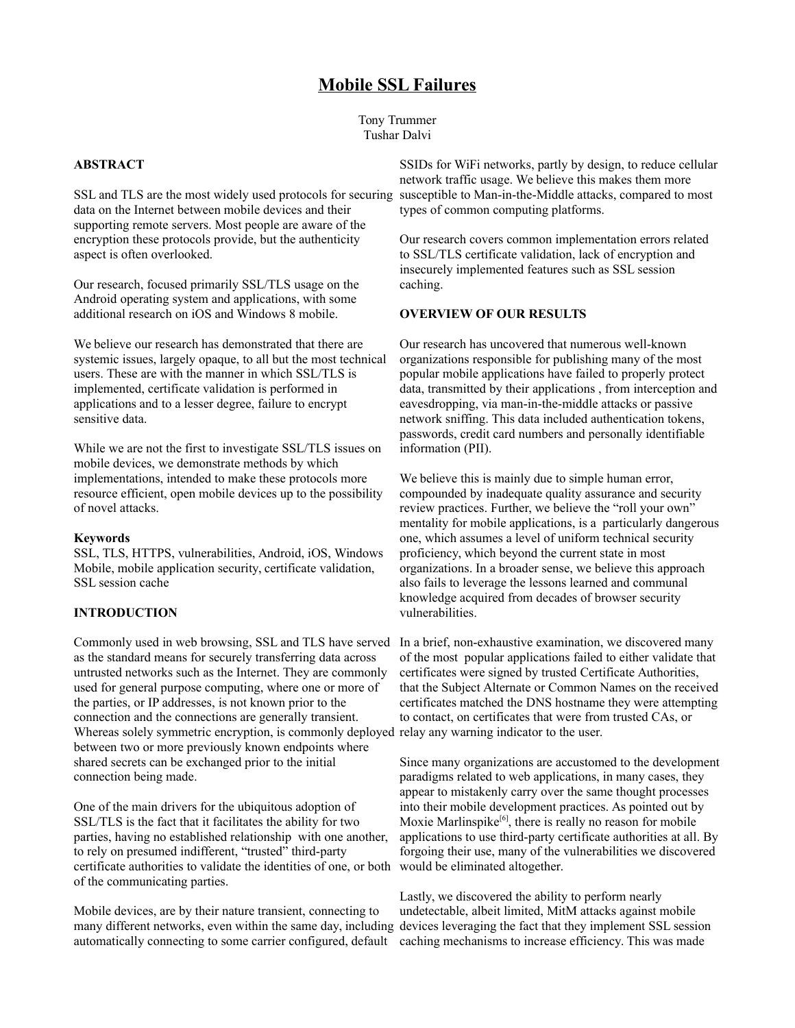# Mobile SSL Failures

Tony Trummer
Tushar Dalvi

## ABSTRACT

SSL and TLS are the most widely used protocols for securing data on the Internet between mobile devices and their supporting remote servers. Most people are aware of the encryption these protocols provide, but the authenticity aspect is often overlooked.

Our research, focused primarily SSL/TLS usage on the Android operating system and applications, with some additional research on iOS and Windows 8 mobile.

We believe our research has demonstrated that there are systemic issues, largely opaque, to all but the most technical users. These are with the manner in which SSL/TLS is implemented, certificate validation is performed in applications and to a lesser degree, failure to encrypt sensitive data.

While we are not the first to investigate SSL/TLS issues on mobile devices, we demonstrate methods by which implementations, intended to make these protocols more resource efficient, open mobile devices up to the possibility of novel attacks.

**Keywords**
SSL, TLS, HTTPS, vulnerabilities, Android, iOS, Windows Mobile, mobile application security, certificate validation, SSL session cache

## INTRODUCTION

Commonly used in web browsing, SSL and TLS have served as the standard means for securely transferring data across untrusted networks such as the Internet. They are commonly used for general purpose computing, where one or more of the parties, or IP addresses, is not known prior to the connection and the connections are generally transient. Whereas solely symmetric encryption, is commonly deployed between two or more previously known endpoints where shared secrets can be exchanged prior to the initial connection being made.

One of the main drivers for the ubiquitous adoption of SSL/TLS is the fact that it facilitates the ability for two parties, having no established relationship with one another, to rely on presumed indifferent, "trusted" third-party certificate authorities to validate the identities of one, or both of the communicating parties.

Mobile devices, are by their nature transient, connecting to many different networks, even within the same day, including automatically connecting to some carrier configured, default SSIDs for WiFi networks, partly by design, to reduce cellular network traffic usage. We believe this makes them more susceptible to Man-in-the-Middle attacks, compared to most types of common computing platforms.

Our research covers common implementation errors related to SSL/TLS certificate validation, lack of encryption and insecurely implemented features such as SSL session caching.

## OVERVIEW OF OUR RESULTS

Our research has uncovered that numerous well-known organizations responsible for publishing many of the most popular mobile applications have failed to properly protect data, transmitted by their applications , from interception and eavesdropping, via man-in-the-middle attacks or passive network sniffing. This data included authentication tokens, passwords, credit card numbers and personally identifiable information (PII).

We believe this is mainly due to simple human error, compounded by inadequate quality assurance and security review practices. Further, we believe the "roll your own" mentality for mobile applications, is a particularly dangerous one, which assumes a level of uniform technical security proficiency, which beyond the current state in most organizations. In a broader sense, we believe this approach also fails to leverage the lessons learned and communal knowledge acquired from decades of browser security vulnerabilities.

In a brief, non-exhaustive examination, we discovered many of the most popular applications failed to either validate that certificates were signed by trusted Certificate Authorities, that the Subject Alternate or Common Names on the received certificates matched the DNS hostname they were attempting to contact, on certificates that were from trusted CAs, or relay any warning indicator to the user.

Since many organizations are accustomed to the development paradigms related to web applications, in many cases, they appear to mistakenly carry over the same thought processes into their mobile development practices. As pointed out by Moxie Marlinspike[6], there is really no reason for mobile applications to use third-party certificate authorities at all. By forgoing their use, many of the vulnerabilities we discovered would be eliminated altogether.

Lastly, we discovered the ability to perform nearly undetectable, albeit limited, MitM attacks against mobile devices leveraging the fact that they implement SSL session caching mechanisms to increase efficiency. This was made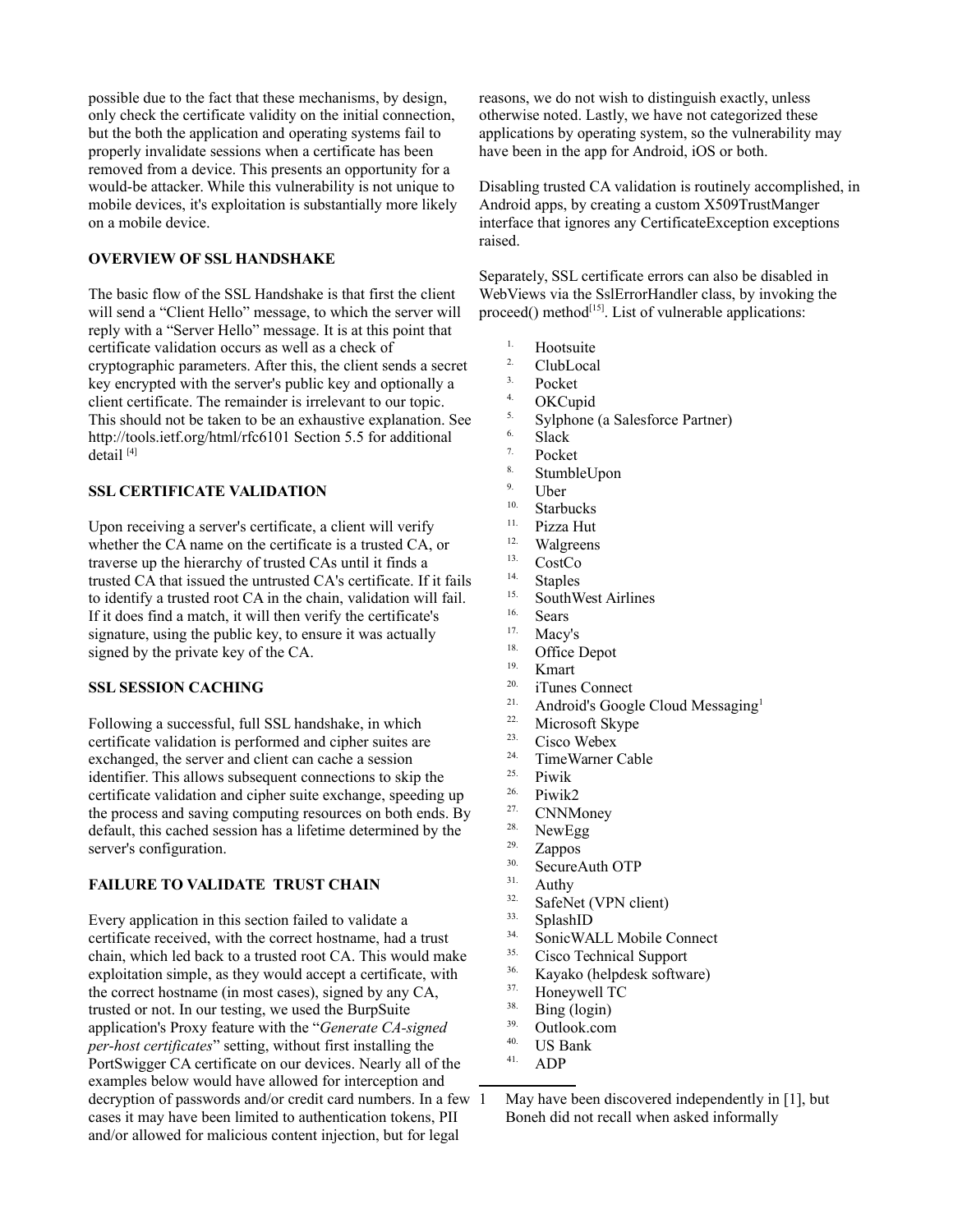possible due to the fact that these mechanisms, by design, only check the certificate validity on the initial connection, but the both the application and operating systems fail to properly invalidate sessions when a certificate has been removed from a device. This presents an opportunity for a would-be attacker. While this vulnerability is not unique to mobile devices, it's exploitation is substantially more likely on a mobile device.

**OVERVIEW OF SSL HANDSHAKE**

The basic flow of the SSL Handshake is that first the client will send a "Client Hello" message, to which the server will reply with a "Server Hello" message. It is at this point that certificate validation occurs as well as a check of cryptographic parameters. After this, the client sends a secret key encrypted with the server's public key and optionally a client certificate. The remainder is irrelevant to our topic. This should not be taken to be an exhaustive explanation. See http://tools.ietf.org/html/rfc6101 Section 5.5 for additional detail [4]

**SSL CERTIFICATE VALIDATION**

Upon receiving a server's certificate, a client will verify whether the CA name on the certificate is a trusted CA, or traverse up the hierarchy of trusted CAs until it finds a trusted CA that issued the untrusted CA's certificate. If it fails to identify a trusted root CA in the chain, validation will fail. If it does find a match, it will then verify the certificate's signature, using the public key, to ensure it was actually signed by the private key of the CA.

**SSL SESSION CACHING**

Following a successful, full SSL handshake, in which certificate validation is performed and cipher suites are exchanged, the server and client can cache a session identifier. This allows subsequent connections to skip the certificate validation and cipher suite exchange, speeding up the process and saving computing resources on both ends. By default, this cached session has a lifetime determined by the server's configuration.

**FAILURE TO VALIDATE TRUST CHAIN**

Every application in this section failed to validate a certificate received, with the correct hostname, had a trust chain, which led back to a trusted root CA. This would make exploitation simple, as they would accept a certificate, with the correct hostname (in most cases), signed by any CA, trusted or not. In our testing, we used the BurpSuite application's Proxy feature with the "*Generate CA-signed per-host certificates*" setting, without first installing the PortSwigger CA certificate on our devices. Nearly all of the examples below would have allowed for interception and decryption of passwords and/or credit card numbers. In a few cases it may have been limited to authentication tokens, PII and/or allowed for malicious content injection, but for legal reasons, we do not wish to distinguish exactly, unless otherwise noted. Lastly, we have not categorized these applications by operating system, so the vulnerability may have been in the app for Android, iOS or both.

Disabling trusted CA validation is routinely accomplished, in Android apps, by creating a custom X509TrustManger interface that ignores any CertificateException exceptions raised.

Separately, SSL certificate errors can also be disabled in WebViews via the SslErrorHandler class, by invoking the proceed() method[15]. List of vulnerable applications:

1. Hootsuite
2. ClubLocal
3. Pocket
4. OKCupid
5. Sylphone (a Salesforce Partner)
6. Slack
7. Pocket
8. StumbleUpon
9. Uber
10. Starbucks
11. Pizza Hut
12. Walgreens
13. CostCo
14. Staples
15. SouthWest Airlines
16. Sears
17. Macy's
18. Office Depot
19. Kmart
20. iTunes Connect
21. Android's Google Cloud Messaging[1]
22. Microsoft Skype
23. Cisco Webex
24. TimeWarner Cable
25. Piwik
26. Piwik2
27. CNNMoney
28. NewEgg
29. Zappos
30. SecureAuth OTP
31. Authy
32. SafeNet (VPN client)
33. SplashID
34. SonicWALL Mobile Connect
35. Cisco Technical Support
36. Kayako (helpdesk software)
37. Honeywell TC
38. Bing (login)
39. Outlook.com
40. US Bank
41. ADP

---

1 May have been discovered independently in [1], but Boneh did not recall when asked informally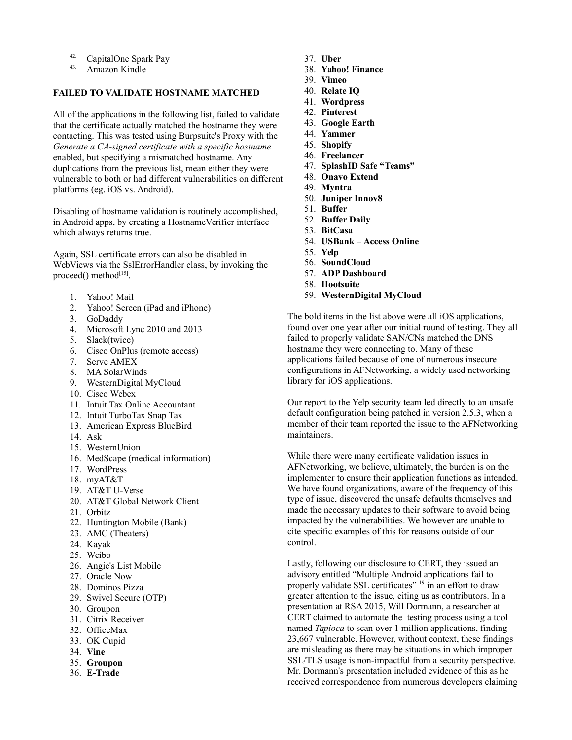42. CapitalOne Spark Pay
43. Amazon Kindle

**FAILED TO VALIDATE HOSTNAME MATCHED**

All of the applications in the following list, failed to validate that the certificate actually matched the hostname they were contacting. This was tested using Burpsuite's Proxy with the *Generate a CA-signed certificate with a specific hostname* enabled, but specifying a mismatched hostname. Any duplications from the previous list, mean either they were vulnerable to both or had different vulnerabilities on different platforms (eg. iOS vs. Android).

Disabling of hostname validation is routinely accomplished, in Android apps, by creating a HostnameVerifier interface which always returns true.

Again, SSL certificate errors can also be disabled in WebViews via the SslErrorHandler class, by invoking the proceed() method[15].

1. Yahoo! Mail
2. Yahoo! Screen (iPad and iPhone)
3. GoDaddy
4. Microsoft Lync 2010 and 2013
5. Slack(twice)
6. Cisco OnPlus (remote access)
7. Serve AMEX
8. MA SolarWinds
9. WesternDigital MyCloud
10. Cisco Webex
11. Intuit Tax Online Accountant
12. Intuit TurboTax Snap Tax
13. American Express BlueBird
14. Ask
15. WesternUnion
16. MedScape (medical information)
17. WordPress
18. myAT&T
19. AT&T U-Verse
20. AT&T Global Network Client
21. Orbitz
22. Huntington Mobile (Bank)
23. AMC (Theaters)
24. Kayak
25. Weibo
26. Angie's List Mobile
27. Oracle Now
28. Dominos Pizza
29. Swivel Secure (OTP)
30. Groupon
31. Citrix Receiver
32. OfficeMax
33. OK Cupid
34. **Vine**
35. **Groupon**
36. **E-Trade**
37. **Uber**
38. **Yahoo! Finance**
39. **Vimeo**
40. **Relate IQ**
41. **Wordpress**
42. **Pinterest**
43. **Google Earth**
44. **Yammer**
45. **Shopify**
46. **Freelancer**
47. **SplashID Safe "Teams"**
48. **Onavo Extend**
49. **Myntra**
50. **Juniper Innov8**
51. **Buffer**
52. **Buffer Daily**
53. **BitCasa**
54. **USBank – Access Online**
55. **Yelp**
56. **SoundCloud**
57. **ADP Dashboard**
58. **Hootsuite**
59. **WesternDigital MyCloud**

The bold items in the list above were all iOS applications, found over one year after our initial round of testing. They all failed to properly validate SAN/CNs matched the DNS hostname they were connecting to. Many of these applications failed because of one of numerous insecure configurations in AFNetworking, a widely used networking library for iOS applications.

Our report to the Yelp security team led directly to an unsafe default configuration being patched in version 2.5.3, when a member of their team reported the issue to the AFNetworking maintainers.

While there were many certificate validation issues in AFNetworking, we believe, ultimately, the burden is on the implementer to ensure their application functions as intended. We have found organizations, aware of the frequency of this type of issue, discovered the unsafe defaults themselves and made the necessary updates to their software to avoid being impacted by the vulnerabilities. We however are unable to cite specific examples of this for reasons outside of our control.

Lastly, following our disclosure to CERT, they issued an advisory entitled "Multiple Android applications fail to properly validate SSL certificates" [19] in an effort to draw greater attention to the issue, citing us as contributors. In a presentation at RSA 2015, Will Dormann, a researcher at CERT claimed to automate the testing process using a tool named *Tapioca* to scan over 1 million applications, finding 23,667 vulnerable. However, without context, these findings are misleading as there may be situations in which improper SSL/TLS usage is non-impactful from a security perspective. Mr. Dormann's presentation included evidence of this as he received correspondence from numerous developers claiming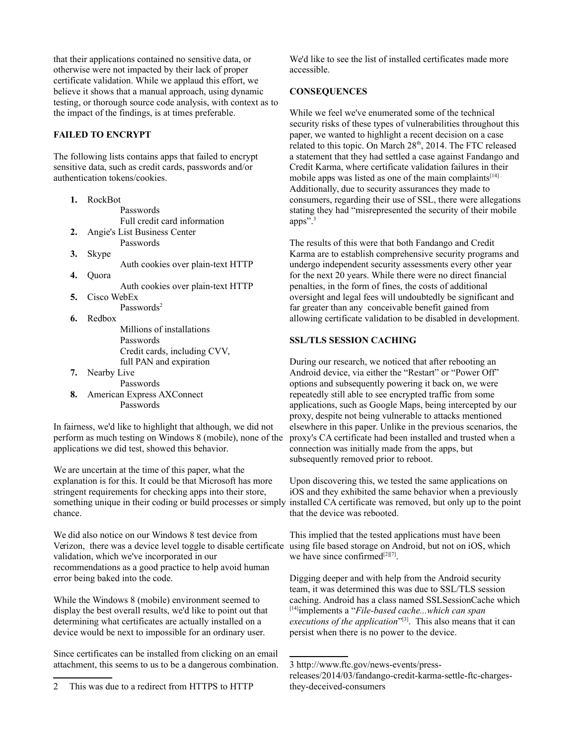that their applications contained no sensitive data, or otherwise were not impacted by their lack of proper certificate validation. While we applaud this effort, we believe it shows that a manual approach, using dynamic testing, or thorough source code analysis, with context as to the impact of the findings, is at times preferable.

## FAILED TO ENCRYPT

The following lists contains apps that failed to encrypt sensitive data, such as credit cards, passwords and/or authentication tokens/cookies.

1. RockBot
   - Passwords
   - Full credit card information
2. Angie's List Business Center
   - Passwords
3. Skype
   - Auth cookies over plain-text HTTP
4. Quora
   - Auth cookies over plain-text HTTP
5. Cisco WebEx
   - Passwords[2]
6. Redbox
   - Millions of installations
   - Passwords
   - Credit cards, including CVV, full PAN and expiration
7. Nearby Live
   - Passwords
8. American Express AXConnect
   - Passwords

In fairness, we'd like to highlight that although, we did not perform as much testing on Windows 8 (mobile), none of the applications we did test, showed this behavior.

We are uncertain at the time of this paper, what the explanation is for this. It could be that Microsoft has more stringent requirements for checking apps into their store, something unique in their coding or build processes or simply chance.

We did also notice on our Windows 8 test device from Verizon, there was a device level toggle to disable certificate validation, which we've incorporated in our recommendations as a good practice to help avoid human error being baked into the code.

While the Windows 8 (mobile) environment seemed to display the best overall results, we'd like to point out that determining what certificates are actually installed on a device would be next to impossible for an ordinary user.

Since certificates can be installed from clicking on an email attachment, this seems to us to be a dangerous combination. We'd like to see the list of installed certificates made more accessible.

## CONSEQUENCES

While we feel we've enumerated some of the technical security risks of these types of vulnerabilities throughout this paper, we wanted to highlight a recent decision on a case related to this topic. On March 28th, 2014. The FTC released a statement that they had settled a case against Fandango and Credit Karma, where certificate validation failures in their mobile apps was listed as one of the main complaints[14]. Additionally, due to security assurances they made to consumers, regarding their use of SSL, there were allegations stating they had "misrepresented the security of their mobile apps".[3]

The results of this were that both Fandango and Credit Karma are to establish comprehensive security programs and undergo independent security assessments every other year for the next 20 years. While there were no direct financial penalties, in the form of fines, the costs of additional oversight and legal fees will undoubtedly be significant and far greater than any conceivable benefit gained from allowing certificate validation to be disabled in development.

## SSL/TLS SESSION CACHING

During our research, we noticed that after rebooting an Android device, via either the "Restart" or "Power Off" options and subsequently powering it back on, we were repeatedly still able to see encrypted traffic from some applications, such as Google Maps, being intercepted by our proxy, despite not being vulnerable to attacks mentioned elsewhere in this paper. Unlike in the previous scenarios, the proxy's CA certificate had been installed and trusted when a connection was initially made from the apps, but subsequently removed prior to reboot.

Upon discovering this, we tested the same applications on iOS and they exhibited the same behavior when a previously installed CA certificate was removed, but only up to the point that the device was rebooted.

This implied that the tested applications must have been using file based storage on Android, but not on iOS, which we have since confirmed[2][7].

Digging deeper and with help from the Android security team, it was determined this was due to SSL/TLS session caching. Android has a class named SSLSessionCache which [14]implements a "*File-based cache...which can span executions of the application*"[3]. This also means that it can persist when there is no power to the device.

---

2 This was due to a redirect from HTTPS to HTTP

3 http://www.ftc.gov/news-events/press-releases/2014/03/fandango-credit-karma-settle-ftc-charges-they-deceived-consumers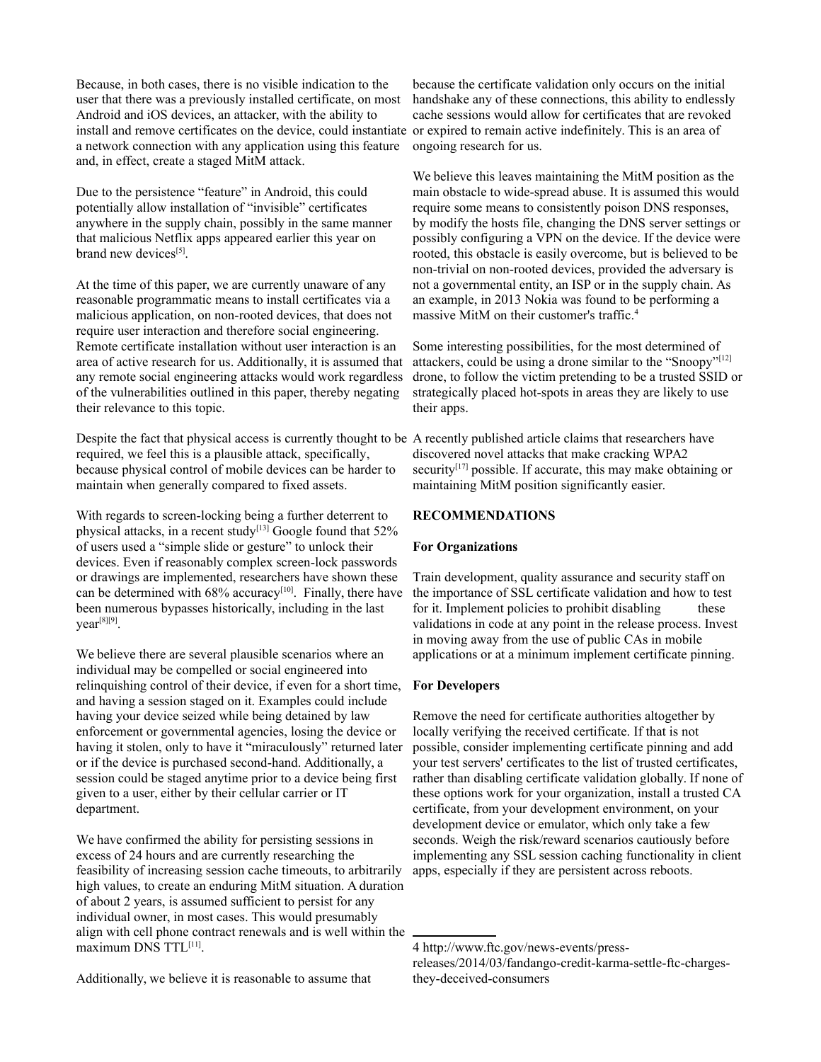Because, in both cases, there is no visible indication to the user that there was a previously installed certificate, on most Android and iOS devices, an attacker, with the ability to install and remove certificates on the device, could instantiate a network connection with any application using this feature and, in effect, create a staged MitM attack.

Due to the persistence "feature" in Android, this could potentially allow installation of "invisible" certificates anywhere in the supply chain, possibly in the same manner that malicious Netflix apps appeared earlier this year on brand new devices[5].

At the time of this paper, we are currently unaware of any reasonable programmatic means to install certificates via a malicious application, on non-rooted devices, that does not require user interaction and therefore social engineering. Remote certificate installation without user interaction is an area of active research for us. Additionally, it is assumed that any remote social engineering attacks would work regardless of the vulnerabilities outlined in this paper, thereby negating their relevance to this topic.

Despite the fact that physical access is currently thought to be required, we feel this is a plausible attack, specifically, because physical control of mobile devices can be harder to maintain when generally compared to fixed assets.

With regards to screen-locking being a further deterrent to physical attacks, in a recent study[13] Google found that 52% of users used a "simple slide or gesture" to unlock their devices. Even if reasonably complex screen-lock passwords or drawings are implemented, researchers have shown these can be determined with 68% accuracy[10]. Finally, there have been numerous bypasses historically, including in the last year[8][9].

We believe there are several plausible scenarios where an individual may be compelled or social engineered into relinquishing control of their device, if even for a short time, and having a session staged on it. Examples could include having your device seized while being detained by law enforcement or governmental agencies, losing the device or having it stolen, only to have it "miraculously" returned later or if the device is purchased second-hand. Additionally, a session could be staged anytime prior to a device being first given to a user, either by their cellular carrier or IT department.

We have confirmed the ability for persisting sessions in excess of 24 hours and are currently researching the feasibility of increasing session cache timeouts, to arbitrarily high values, to create an enduring MitM situation. A duration of about 2 years, is assumed sufficient to persist for any individual owner, in most cases. This would presumably align with cell phone contract renewals and is well within the maximum DNS TTL[11].

Additionally, we believe it is reasonable to assume that because the certificate validation only occurs on the initial handshake any of these connections, this ability to endlessly cache sessions would allow for certificates that are revoked or expired to remain active indefinitely. This is an area of ongoing research for us.

We believe this leaves maintaining the MitM position as the main obstacle to wide-spread abuse. It is assumed this would require some means to consistently poison DNS responses, by modify the hosts file, changing the DNS server settings or possibly configuring a VPN on the device. If the device were rooted, this obstacle is easily overcome, but is believed to be non-trivial on non-rooted devices, provided the adversary is not a governmental entity, an ISP or in the supply chain. As an example, in 2013 Nokia was found to be performing a massive MitM on their customer's traffic.[4]

Some interesting possibilities, for the most determined of attackers, could be using a drone similar to the "Snoopy"[12] drone, to follow the victim pretending to be a trusted SSID or strategically placed hot-spots in areas they are likely to use their apps.

A recently published article claims that researchers have discovered novel attacks that make cracking WPA2 security[17] possible. If accurate, this may make obtaining or maintaining MitM position significantly easier.

## RECOMMENDATIONS

### For Organizations

Train development, quality assurance and security staff on the importance of SSL certificate validation and how to test for it. Implement policies to prohibit disabling these validations in code at any point in the release process. Invest in moving away from the use of public CAs in mobile applications or at a minimum implement certificate pinning.

### For Developers

Remove the need for certificate authorities altogether by locally verifying the received certificate. If that is not possible, consider implementing certificate pinning and add your test servers' certificates to the list of trusted certificates, rather than disabling certificate validation globally. If none of these options work for your organization, install a trusted CA certificate, from your development environment, on your development device or emulator, which only take a few seconds. Weigh the risk/reward scenarios cautiously before implementing any SSL session caching functionality in client apps, especially if they are persistent across reboots.

---

4 http://www.ftc.gov/news-events/press-releases/2014/03/fandango-credit-karma-settle-ftc-charges-they-deceived-consumers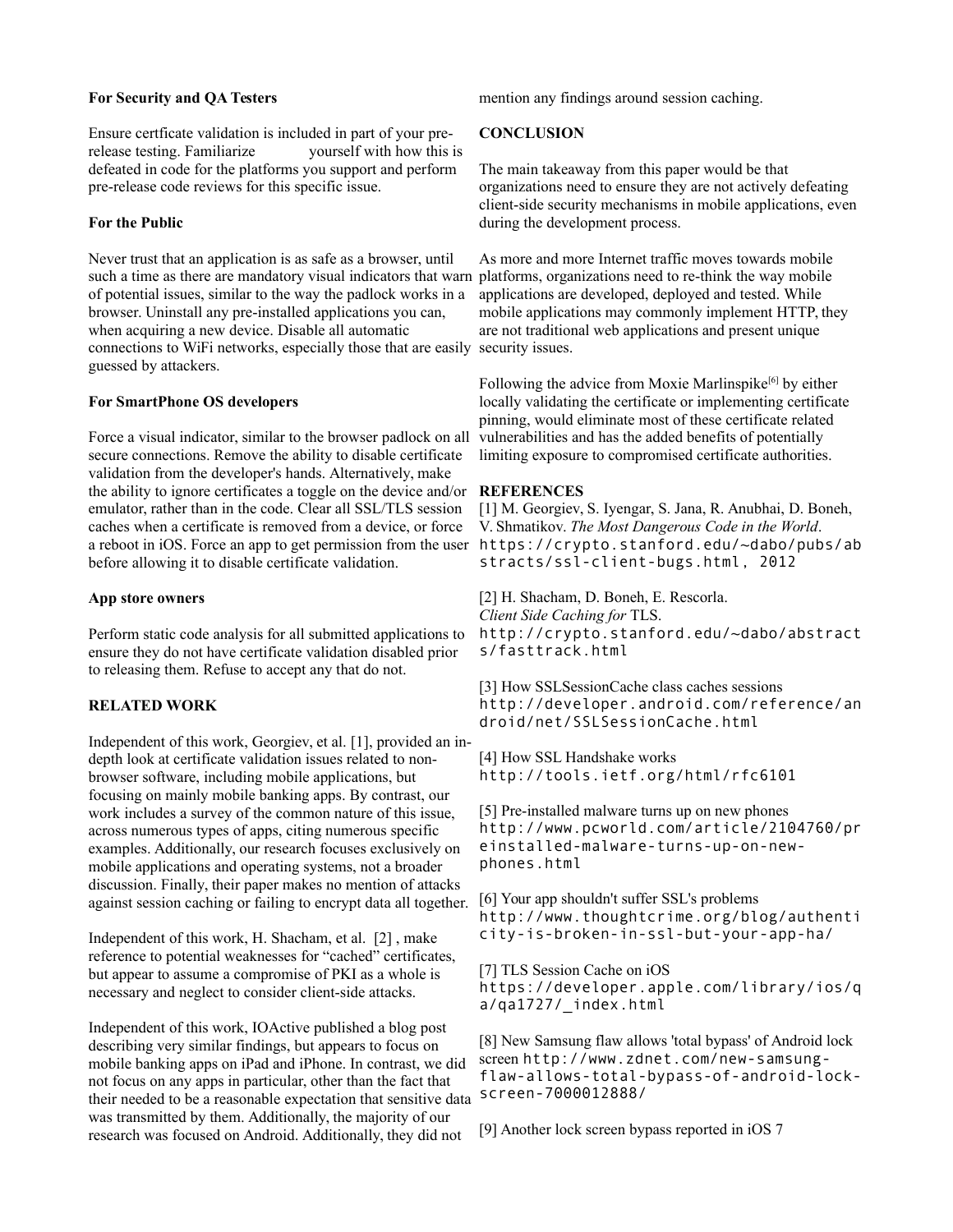### For Security and QA Testers

Ensure certficate validation is included in part of your pre-release testing. Familiarize yourself with how this is defeated in code for the platforms you support and perform pre-release code reviews for this specific issue.

### For the Public

Never trust that an application is as safe as a browser, until such a time as there are mandatory visual indicators that warn of potential issues, similar to the way the padlock works in a browser. Uninstall any pre-installed applications you can, when acquiring a new device. Disable all automatic connections to WiFi networks, especially those that are easily guessed by attackers.

### For SmartPhone OS developers

Force a visual indicator, similar to the browser padlock on all secure connections. Remove the ability to disable certificate validation from the developer's hands. Alternatively, make the ability to ignore certificates a toggle on the device and/or emulator, rather than in the code. Clear all SSL/TLS session caches when a certificate is removed from a device, or force a reboot in iOS. Force an app to get permission from the user before allowing it to disable certificate validation.

### App store owners

Perform static code analysis for all submitted applications to ensure they do not have certificate validation disabled prior to releasing them. Refuse to accept any that do not.

## RELATED WORK

Independent of this work, Georgiev, et al. [1], provided an in-depth look at certificate validation issues related to non-browser software, including mobile applications, but focusing on mainly mobile banking apps. By contrast, our work includes a survey of the common nature of this issue, across numerous types of apps, citing numerous specific examples. Additionally, our research focuses exclusively on mobile applications and operating systems, not a broader discussion. Finally, their paper makes no mention of attacks against session caching or failing to encrypt data all together.

Independent of this work, H. Shacham, et al. [2] , make reference to potential weaknesses for "cached" certificates, but appear to assume a compromise of PKI as a whole is necessary and neglect to consider client-side attacks.

Independent of this work, IOActive published a blog post describing very similar findings, but appears to focus on mobile banking apps on iPad and iPhone. In contrast, we did not focus on any apps in particular, other than the fact that their needed to be a reasonable expectation that sensitive data was transmitted by them. Additionally, the majority of our research was focused on Android. Additionally, they did not mention any findings around session caching.

## CONCLUSION

The main takeaway from this paper would be that organizations need to ensure they are not actively defeating client-side security mechanisms in mobile applications, even during the development process.

As more and more Internet traffic moves towards mobile platforms, organizations need to re-think the way mobile applications are developed, deployed and tested. While mobile applications may commonly implement HTTP, they are not traditional web applications and present unique security issues.

Following the advice from Moxie Marlinspike[6] by either locally validating the certificate or implementing certificate pinning, would eliminate most of these certificate related vulnerabilities and has the added benefits of potentially limiting exposure to compromised certificate authorities.

## REFERENCES

[1] M. Georgiev, S. Iyengar, S. Jana, R. Anubhai, D. Boneh, V. Shmatikov. *The Most Dangerous Code in the World*. https://crypto.stanford.edu/~dabo/pubs/abstracts/ssl-client-bugs.html, 2012

[2] H. Shacham, D. Boneh, E. Rescorla. *Client Side Caching for* TLS. http://crypto.stanford.edu/~dabo/abstracts/fasttrack.html

[3] How SSLSessionCache class caches sessions http://developer.android.com/reference/android/net/SSLSessionCache.html

[4] How SSL Handshake works http://tools.ietf.org/html/rfc6101

[5] Pre-installed malware turns up on new phones http://www.pcworld.com/article/2104760/preinstalled-malware-turns-up-on-new-phones.html

[6] Your app shouldn't suffer SSL's problems http://www.thoughtcrime.org/blog/authenticity-is-broken-in-ssl-but-your-app-ha/

[7] TLS Session Cache on iOS https://developer.apple.com/library/ios/qa/qa1727/_index.html

[8] New Samsung flaw allows 'total bypass' of Android lock screen http://www.zdnet.com/new-samsung-flaw-allows-total-bypass-of-android-lock-screen-7000012888/

[9] Another lock screen bypass reported in iOS 7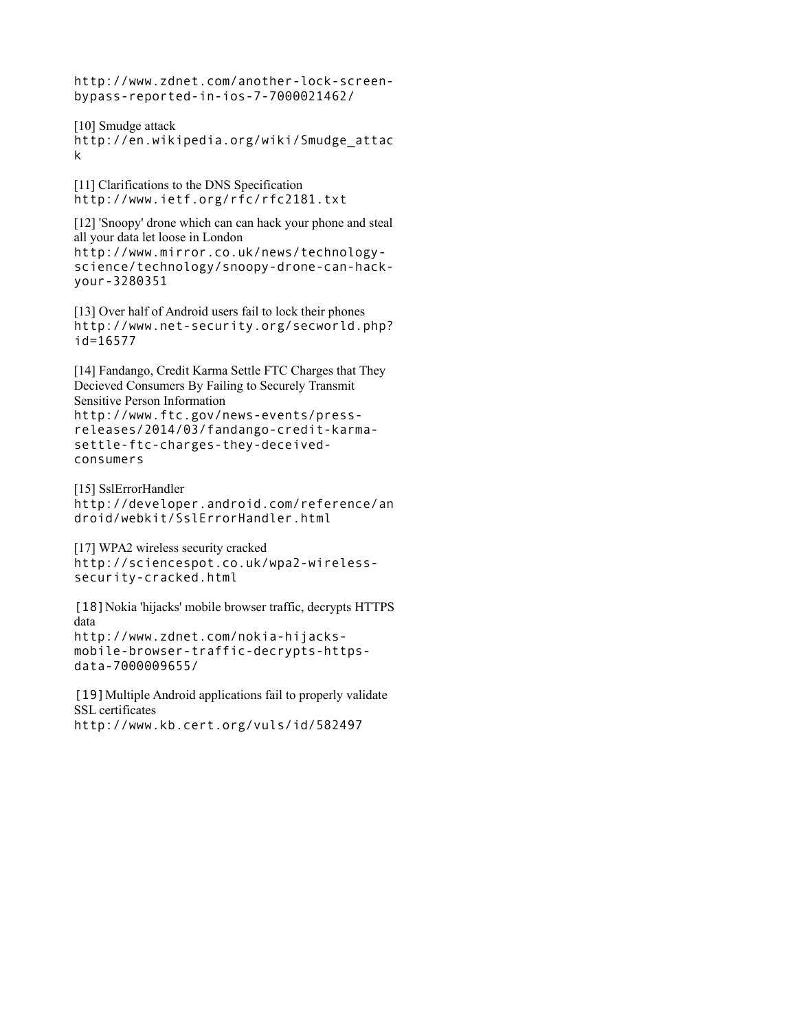http://www.zdnet.com/another-lock-screen-bypass-reported-in-ios-7-7000021462/

[10] Smudge attack
http://en.wikipedia.org/wiki/Smudge_attack

[11] Clarifications to the DNS Specification
http://www.ietf.org/rfc/rfc2181.txt

[12] 'Snoopy' drone which can can hack your phone and steal all your data let loose in London
http://www.mirror.co.uk/news/technology-science/technology/snoopy-drone-can-hack-your-3280351

[13] Over half of Android users fail to lock their phones
http://www.net-security.org/secworld.php?id=16577

[14] Fandango, Credit Karma Settle FTC Charges that They Decieved Consumers By Failing to Securely Transmit Sensitive Person Information
http://www.ftc.gov/news-events/press-releases/2014/03/fandango-credit-karma-settle-ftc-charges-they-deceived-consumers

[15] SslErrorHandler
http://developer.android.com/reference/android/webkit/SslErrorHandler.html

[17] WPA2 wireless security cracked
http://sciencespot.co.uk/wpa2-wireless-security-cracked.html

[18] Nokia 'hijacks' mobile browser traffic, decrypts HTTPS data
http://www.zdnet.com/nokia-hijacks-mobile-browser-traffic-decrypts-https-data-7000009655/

[19] Multiple Android applications fail to properly validate SSL certificates
http://www.kb.cert.org/vuls/id/582497